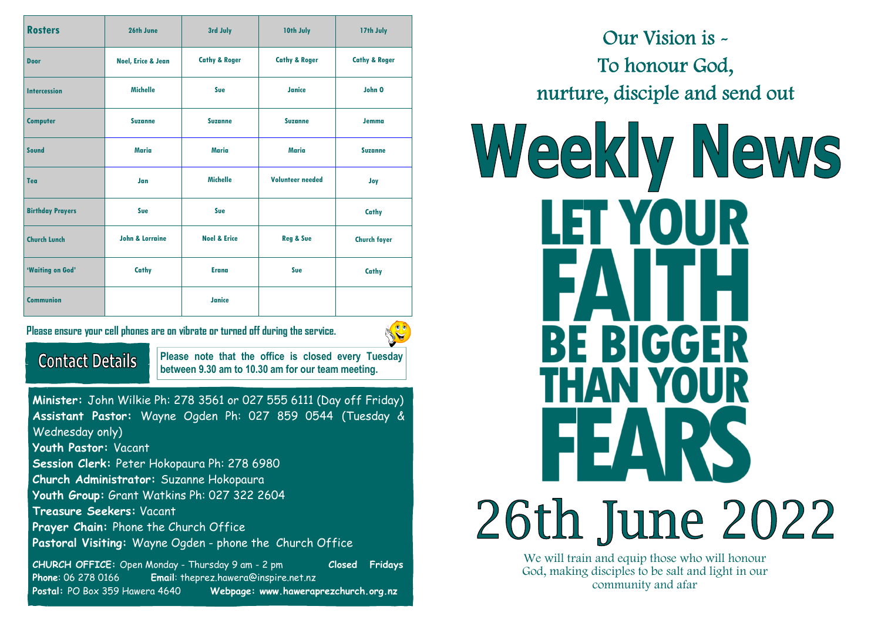| Rosters | 26th June | 3rd July | 10th July | 17th July |
|---|---|---|---|---|
| Door | Noel, Erice & Jean | Cathy & Roger | Cathy & Roger | Cathy & Roger |
| Intercession | Michelle | Sue | Janice | John O |
| Computer | Suzanne | Suzanne | Suzanne | Jemma |
| Sound | Maria | Maria | Maria | Suzanne |
| Tea | Jan | Michelle | Volunteer needed | Joy |
| Birthday Prayers | Sue | Sue | | Cathy |
| Church Lunch | John & Lorraine | Noel & Erice | Reg & Sue | Church foyer |
| 'Waiting on God' | Cathy | Erana | Sue | Cathy |
| Communion | | Janice | | |

**Please ensure your cell phones are on vibrate or turned off during the service.**

## Contact Details

**Please note that the office is closed every Tuesday between 9.30 am to 10.30 am for our team meeting.**

**Minister:** John Wilkie Ph: 278 3561 or 027 555 6111 (Day off Friday)
**Assistant Pastor:** Wayne Ogden Ph: 027 859 0544 (Tuesday & Wednesday only)
**Youth Pastor:** Vacant
**Session Clerk:** Peter Hokopaura Ph: 278 6980
**Church Administrator:** Suzanne Hokopaura
**Youth Group:** Grant Watkins Ph: 027 322 2604
**Treasure Seekers:** Vacant
**Prayer Chain:** Phone the Church Office
**Pastoral Visiting:** Wayne Ogden - phone the Church Office

**CHURCH OFFICE:** Open Monday - Thursday 9 am - 2 pm **Closed Fridays**
**Phone**: 06 278 0166 **Email**: theprez.hawera@inspire.net.nz
**Postal:** PO Box 359 Hawera 4640 **Webpage: www.haweraprezchurch.org.nz**

Our Vision is -
To honour God,
nurture, disciple and send out

# Weekly News

## LET YOUR FAITH BE BIGGER THAN YOUR FEARS

## 26th June 2022

We will train and equip those who will honour God, making disciples to be salt and light in our community and afar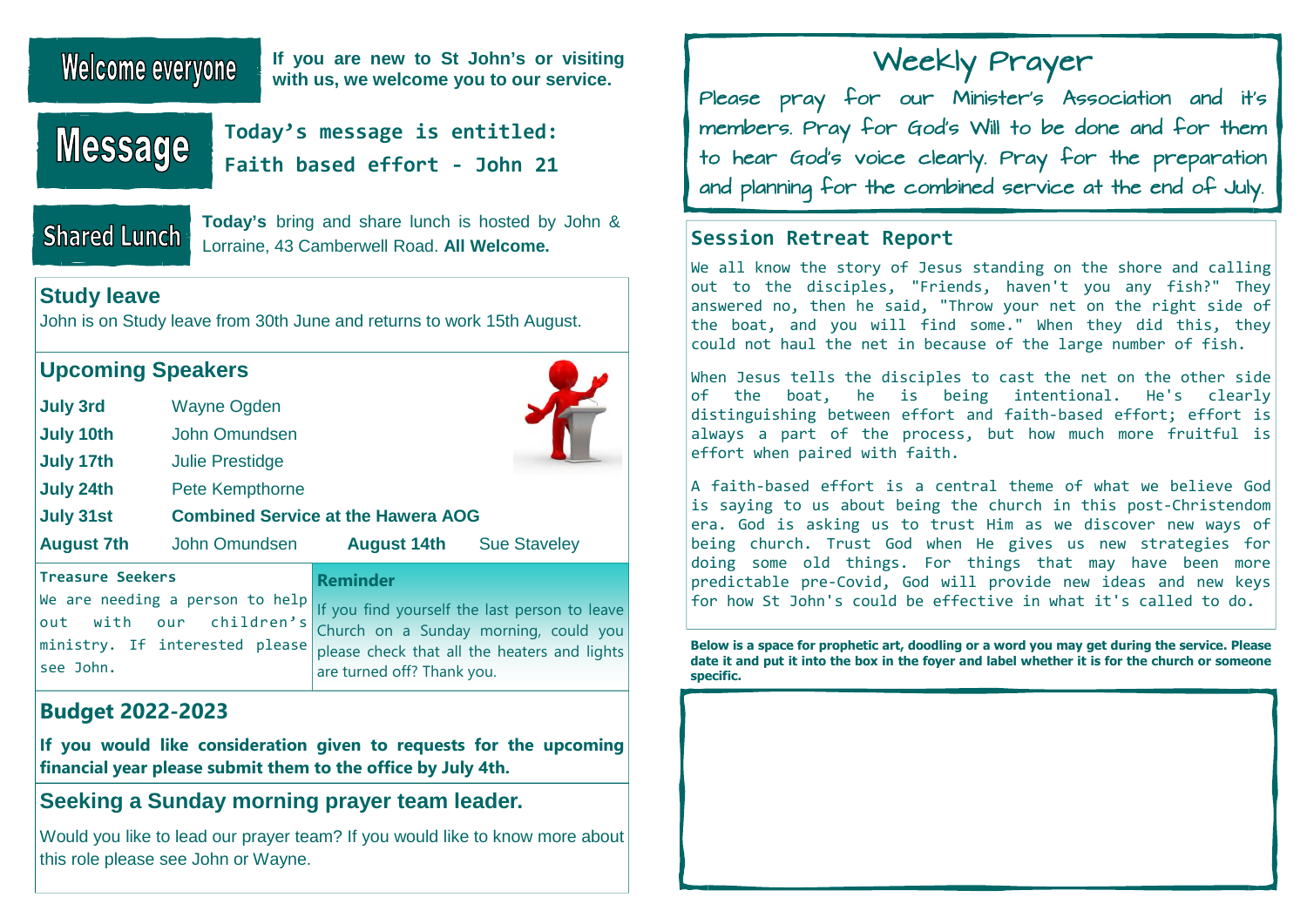## Welcome everyone

**If you are new to St John's or visiting with us, we welcome you to our service.**

## Message

**Today's message is entitled:**
**Faith based effort - John 21**

## Shared Lunch

**Today's** bring and share lunch is hosted by John & Lorraine, 43 Camberwell Road. **All Welcome.**

## Study leave

John is on Study leave from 30th June and returns to work 15th August.

## Upcoming Speakers

| | |
|---|---|
| **July 3rd** | Wayne Ogden |
| **July 10th** | John Omundsen |
| **July 17th** | Julie Prestidge |
| **July 24th** | Pete Kempthorne |
| **July 31st** | **Combined Service at the Hawera AOG** |
| **August 7th** | John Omundsen |
| **August 14th** | Sue Staveley |

### Treasure Seekers

We are needing a person to help out with our children's ministry. If interested please see John.

### Reminder

If you find yourself the last person to leave Church on a Sunday morning, could you please check that all the heaters and lights are turned off? Thank you.

## Budget 2022-2023

**If you would like consideration given to requests for the upcoming financial year please submit them to the office by July 4th.**

## Seeking a Sunday morning prayer team leader.

Would you like to lead our prayer team? If you would like to know more about this role please see John or Wayne.

## Weekly Prayer

Please pray for our Minister's Association and it's members. Pray for God's Will to be done and for them to hear God's voice clearly. Pray for the preparation and planning for the combined service at the end of July.

## Session Retreat Report

We all know the story of Jesus standing on the shore and calling out to the disciples, "Friends, haven't you any fish?" They answered no, then he said, "Throw your net on the right side of the boat, and you will find some." When they did this, they could not haul the net in because of the large number of fish.

When Jesus tells the disciples to cast the net on the other side of the boat, he is being intentional. He's clearly distinguishing between effort and faith-based effort; effort is always a part of the process, but how much more fruitful is effort when paired with faith.

A faith-based effort is a central theme of what we believe God is saying to us about being the church in this post-Christendom era. God is asking us to trust Him as we discover new ways of being church. Trust God when He gives us new strategies for doing some old things. For things that may have been more predictable pre-Covid, God will provide new ideas and new keys for how St John's could be effective in what it's called to do.

**Below is a space for prophetic art, doodling or a word you may get during the service. Please date it and put it into the box in the foyer and label whether it is for the church or someone specific.**